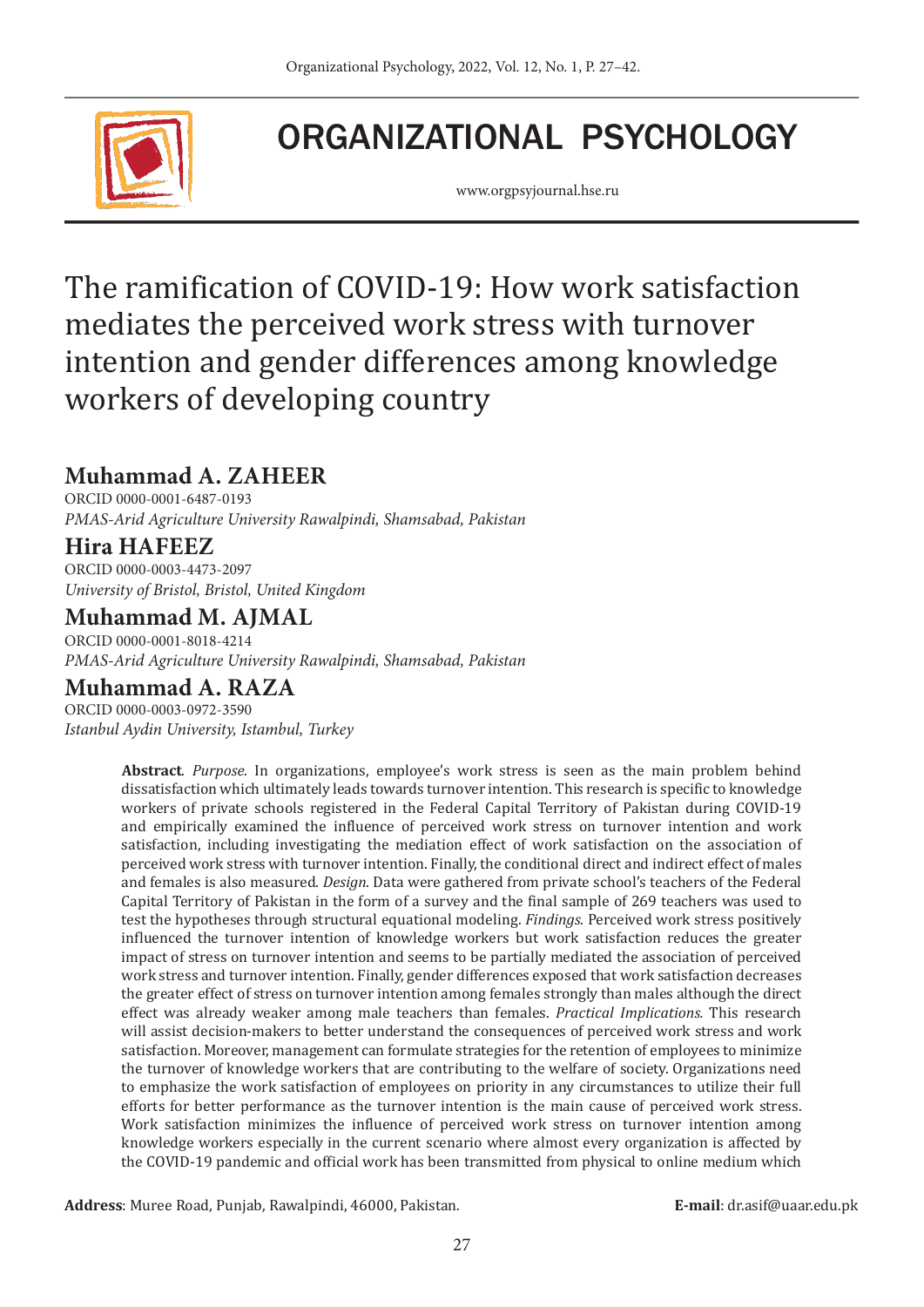# ORGANIZATIONAL PSYCHOLOGY

www.orgpsyjournal.hse.ru

# The ramification of COVID-19: How work satisfaction mediates the perceived work stress with turnover intention and gender differences among knowledge workers of developing country

## Muhammad A. ZAHEER

ORCID 0000-0001-6487-0193

*PMAS-Arid Agriculture University Rawalpindi, Shamsabad, Pakistan*

## Hira HAFEEZ

ORCID 0000-0003-4473-2097

*University of Bristol, Bristol, United Kingdom*

## Muhammad M. AJMAL

ORCID 0000-0001-8018-4214

*PMAS-Arid Agriculture University Rawalpindi, Shamsabad, Pakistan*

## Muhammad A. RAZA

ORCID 0000-0003-0972-3590

*Istanbul Aydin University, Istambul, Turkey*

**Abstract**. *Purpose*. In organizations, employee's work stress is seen as the main problem behind dissatisfaction which ultimately leads towards turnover intention. This research is specific to knowledge workers of private schools registered in the Federal Capital Territory of Pakistan during COVID-19 and empirically examined the influence of perceived work stress on turnover intention and work satisfaction, including investigating the mediation effect of work satisfaction on the association of perceived work stress with turnover intention. Finally, the conditional direct and indirect effect of males and females is also measured. *Design*. Data were gathered from private school's teachers of the Federal Capital Territory of Pakistan in the form of a survey and the final sample of 269 teachers was used to test the hypotheses through structural equational modeling. *Findings*. Perceived work stress positively influenced the turnover intention of knowledge workers but work satisfaction reduces the greater impact of stress on turnover intention and seems to be partially mediated the association of perceived work stress and turnover intention. Finally, gender differences exposed that work satisfaction decreases the greater effect of stress on turnover intention among females strongly than males although the direct effect was already weaker among male teachers than females. *Practical Implications.* This research will assist decision-makers to better understand the consequences of perceived work stress and work satisfaction. Moreover, management can formulate strategies for the retention of employees to minimize the turnover of knowledge workers that are contributing to the welfare of society. Organizations need to emphasize the work satisfaction of employees on priority in any circumstances to utilize their full efforts for better performance as the turnover intention is the main cause of perceived work stress. Work satisfaction minimizes the influence of perceived work stress on turnover intention among knowledge workers especially in the current scenario where almost every organization is affected by the COVID-19 pandemic and official work has been transmitted from physical to online medium which

**Address**: Muree Road, Punjab, Rawalpindi, 46000, Pakistan. **E-mail**: dr.asif@uaar.edu.pk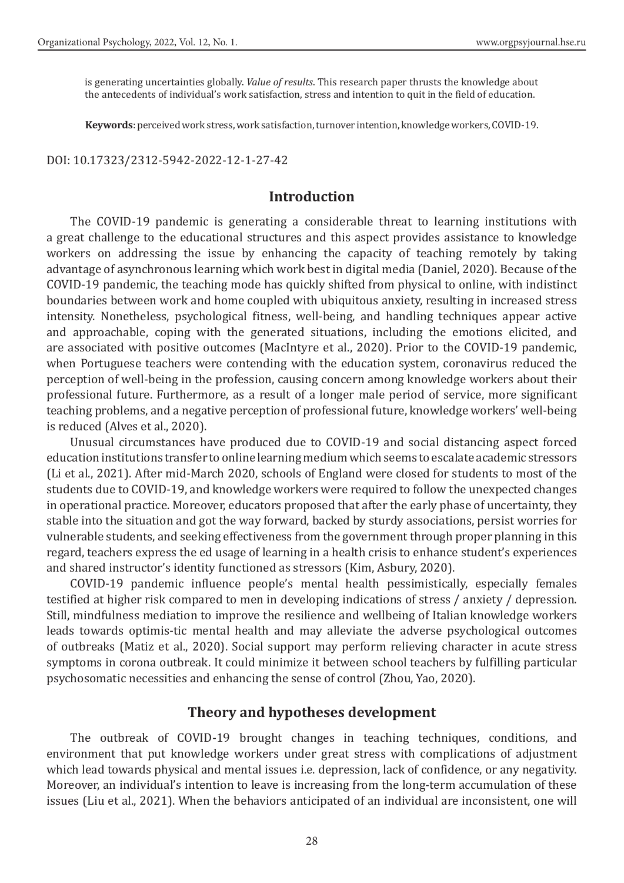is generating uncertainties globally. *Value of results*. This research paper thrusts the knowledge about the antecedents of individual's work satisfaction, stress and intention to quit in the field of education.

**Keywords**: perceived work stress, work satisfaction, turnover intention, knowledge workers, COVID-19.

DOI: 10.17323/2312-5942-2022-12-1-27-42

## Introduction

The COVID-19 pandemic is generating a considerable threat to learning institutions with a great challenge to the educational structures and this aspect provides assistance to knowledge workers on addressing the issue by enhancing the capacity of teaching remotely by taking advantage of asynchronous learning which work best in digital media (Daniel, 2020). Because of the COVID-19 pandemic, the teaching mode has quickly shifted from physical to online, with indistinct boundaries between work and home coupled with ubiquitous anxiety, resulting in increased stress intensity. Nonetheless, psychological fitness, well-being, and handling techniques appear active and approachable, coping with the generated situations, including the emotions elicited, and are associated with positive outcomes (MacIntyre et al., 2020). Prior to the COVID-19 pandemic, when Portuguese teachers were contending with the education system, coronavirus reduced the perception of well-being in the profession, causing concern among knowledge workers about their professional future. Furthermore, as a result of a longer male period of service, more significant teaching problems, and a negative perception of professional future, knowledge workers' well-being is reduced (Alves et al., 2020).

Unusual circumstances have produced due to COVID-19 and social distancing aspect forced education institutions transfer to online learning medium which seems to escalate academic stressors (Li et al., 2021). After mid-March 2020, schools of England were closed for students to most of the students due to COVID-19, and knowledge workers were required to follow the unexpected changes in operational practice. Moreover, educators proposed that after the early phase of uncertainty, they stable into the situation and got the way forward, backed by sturdy associations, persist worries for vulnerable students, and seeking effectiveness from the government through proper planning in this regard, teachers express the ed usage of learning in a health crisis to enhance student's experiences and shared instructor's identity functioned as stressors (Kim, Asbury, 2020).

COVID-19 pandemic influence people's mental health pessimistically, especially females testified at higher risk compared to men in developing indications of stress / anxiety / depression. Still, mindfulness mediation to improve the resilience and wellbeing of Italian knowledge workers leads towards optimis-tic mental health and may alleviate the adverse psychological outcomes of outbreaks (Matiz et al., 2020). Social support may perform relieving character in acute stress symptoms in corona outbreak. It could minimize it between school teachers by fulfilling particular psychosomatic necessities and enhancing the sense of control (Zhou, Yao, 2020).

## Theory and hypotheses development

The outbreak of COVID-19 brought changes in teaching techniques, conditions, and environment that put knowledge workers under great stress with complications of adjustment which lead towards physical and mental issues i.e. depression, lack of confidence, or any negativity. Moreover, an individual's intention to leave is increasing from the long-term accumulation of these issues (Liu et al., 2021). When the behaviors anticipated of an individual are inconsistent, one will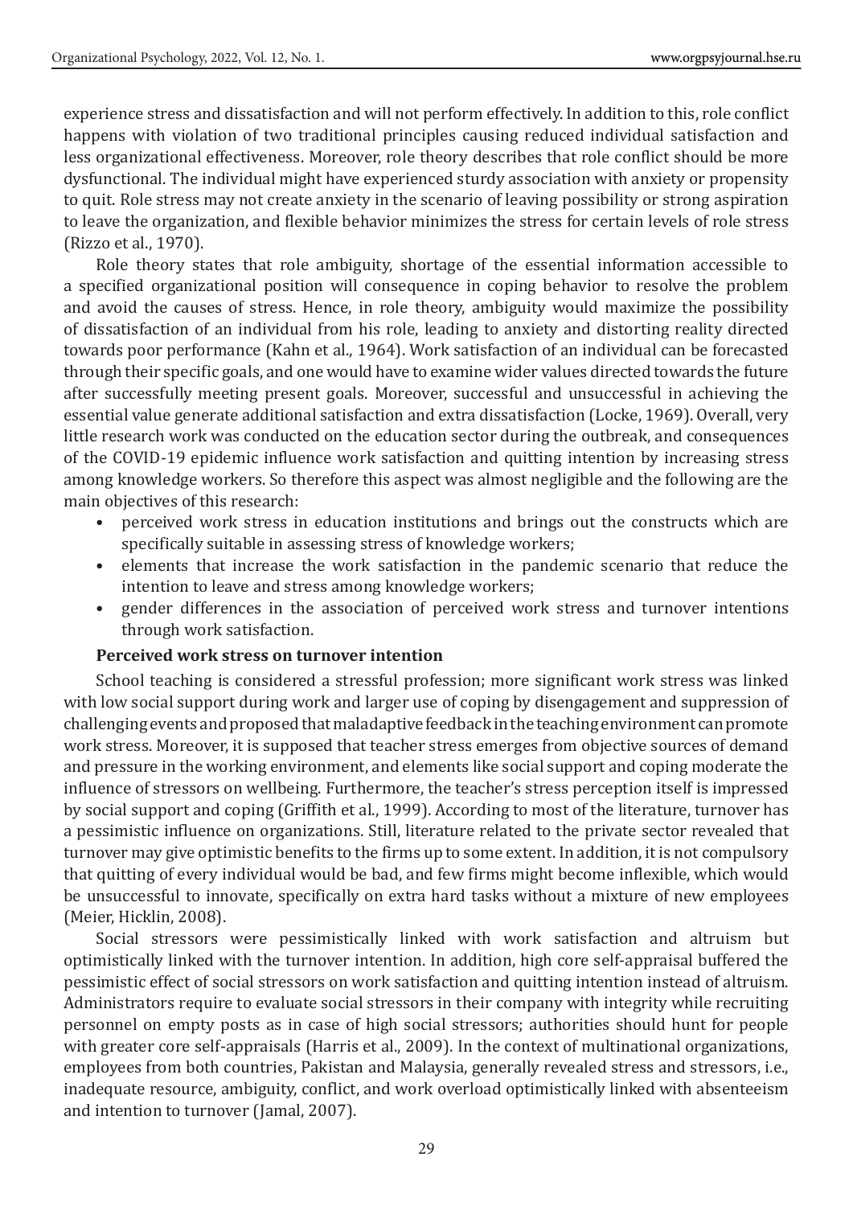experience stress and dissatisfaction and will not perform effectively. In addition to this, role conflict happens with violation of two traditional principles causing reduced individual satisfaction and less organizational effectiveness. Moreover, role theory describes that role conflict should be more dysfunctional. The individual might have experienced sturdy association with anxiety or propensity to quit. Role stress may not create anxiety in the scenario of leaving possibility or strong aspiration to leave the organization, and flexible behavior minimizes the stress for certain levels of role stress (Rizzo et al., 1970).

Role theory states that role ambiguity, shortage of the essential information accessible to a specified organizational position will consequence in coping behavior to resolve the problem and avoid the causes of stress. Hence, in role theory, ambiguity would maximize the possibility of dissatisfaction of an individual from his role, leading to anxiety and distorting reality directed towards poor performance (Kahn et al., 1964). Work satisfaction of an individual can be forecasted through their specific goals, and one would have to examine wider values directed towards the future after successfully meeting present goals. Moreover, successful and unsuccessful in achieving the essential value generate additional satisfaction and extra dissatisfaction (Locke, 1969). Overall, very little research work was conducted on the education sector during the outbreak, and consequences of the COVID-19 epidemic influence work satisfaction and quitting intention by increasing stress among knowledge workers. So therefore this aspect was almost negligible and the following are the main objectives of this research:

- perceived work stress in education institutions and brings out the constructs which are specifically suitable in assessing stress of knowledge workers;
- elements that increase the work satisfaction in the pandemic scenario that reduce the intention to leave and stress among knowledge workers;
- gender differences in the association of perceived work stress and turnover intentions through work satisfaction.

**Perceived work stress on turnover intention**

School teaching is considered a stressful profession; more significant work stress was linked with low social support during work and larger use of coping by disengagement and suppression of challenging events and proposed that maladaptive feedback in the teaching environment can promote work stress. Moreover, it is supposed that teacher stress emerges from objective sources of demand and pressure in the working environment, and elements like social support and coping moderate the influence of stressors on wellbeing. Furthermore, the teacher's stress perception itself is impressed by social support and coping (Griffith et al., 1999). According to most of the literature, turnover has a pessimistic influence on organizations. Still, literature related to the private sector revealed that turnover may give optimistic benefits to the firms up to some extent. In addition, it is not compulsory that quitting of every individual would be bad, and few firms might become inflexible, which would be unsuccessful to innovate, specifically on extra hard tasks without a mixture of new employees (Meier, Hicklin, 2008).

Social stressors were pessimistically linked with work satisfaction and altruism but optimistically linked with the turnover intention. In addition, high core self-appraisal buffered the pessimistic effect of social stressors on work satisfaction and quitting intention instead of altruism. Administrators require to evaluate social stressors in their company with integrity while recruiting personnel on empty posts as in case of high social stressors; authorities should hunt for people with greater core self-appraisals (Harris et al., 2009). In the context of multinational organizations, employees from both countries, Pakistan and Malaysia, generally revealed stress and stressors, i.e., inadequate resource, ambiguity, conflict, and work overload optimistically linked with absenteeism and intention to turnover (Jamal, 2007).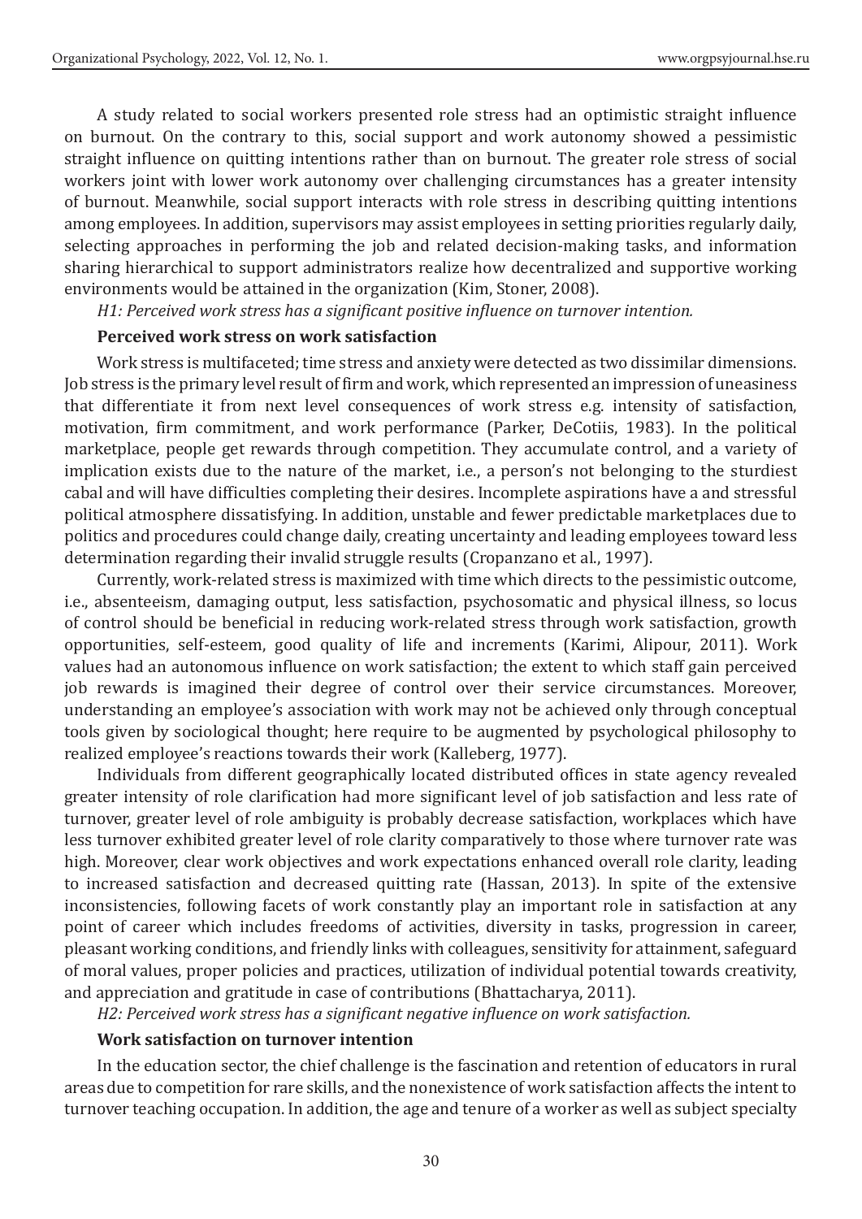A study related to social workers presented role stress had an optimistic straight influence on burnout. On the contrary to this, social support and work autonomy showed a pessimistic straight influence on quitting intentions rather than on burnout. The greater role stress of social workers joint with lower work autonomy over challenging circumstances has a greater intensity of burnout. Meanwhile, social support interacts with role stress in describing quitting intentions among employees. In addition, supervisors may assist employees in setting priorities regularly daily, selecting approaches in performing the job and related decision-making tasks, and information sharing hierarchical to support administrators realize how decentralized and supportive working environments would be attained in the organization (Kim, Stoner, 2008).

*H1: Perceived work stress has a significant positive influence on turnover intention.*

**Perceived work stress on work satisfaction**

Work stress is multifaceted; time stress and anxiety were detected as two dissimilar dimensions. Job stress is the primary level result of firm and work, which represented an impression of uneasiness that differentiate it from next level consequences of work stress e.g. intensity of satisfaction, motivation, firm commitment, and work performance (Parker, DeCotiis, 1983). In the political marketplace, people get rewards through competition. They accumulate control, and a variety of implication exists due to the nature of the market, i.e., a person's not belonging to the sturdiest cabal and will have difficulties completing their desires. Incomplete aspirations have a and stressful political atmosphere dissatisfying. In addition, unstable and fewer predictable marketplaces due to politics and procedures could change daily, creating uncertainty and leading employees toward less determination regarding their invalid struggle results (Cropanzano et al., 1997).

Currently, work-related stress is maximized with time which directs to the pessimistic outcome, i.e., absenteeism, damaging output, less satisfaction, psychosomatic and physical illness, so locus of control should be beneficial in reducing work-related stress through work satisfaction, growth opportunities, self-esteem, good quality of life and increments (Karimi, Alipour, 2011). Work values had an autonomous influence on work satisfaction; the extent to which staff gain perceived job rewards is imagined their degree of control over their service circumstances. Moreover, understanding an employee's association with work may not be achieved only through conceptual tools given by sociological thought; here require to be augmented by psychological philosophy to realized employee's reactions towards their work (Kalleberg, 1977).

Individuals from different geographically located distributed offices in state agency revealed greater intensity of role clarification had more significant level of job satisfaction and less rate of turnover, greater level of role ambiguity is probably decrease satisfaction, workplaces which have less turnover exhibited greater level of role clarity comparatively to those where turnover rate was high. Moreover, clear work objectives and work expectations enhanced overall role clarity, leading to increased satisfaction and decreased quitting rate (Hassan, 2013). In spite of the extensive inconsistencies, following facets of work constantly play an important role in satisfaction at any point of career which includes freedoms of activities, diversity in tasks, progression in career, pleasant working conditions, and friendly links with colleagues, sensitivity for attainment, safeguard of moral values, proper policies and practices, utilization of individual potential towards creativity, and appreciation and gratitude in case of contributions (Bhattacharya, 2011).

*H2: Perceived work stress has a significant negative influence on work satisfaction.*

**Work satisfaction on turnover intention**

In the education sector, the chief challenge is the fascination and retention of educators in rural areas due to competition for rare skills, and the nonexistence of work satisfaction affects the intent to turnover teaching occupation. In addition, the age and tenure of a worker as well as subject specialty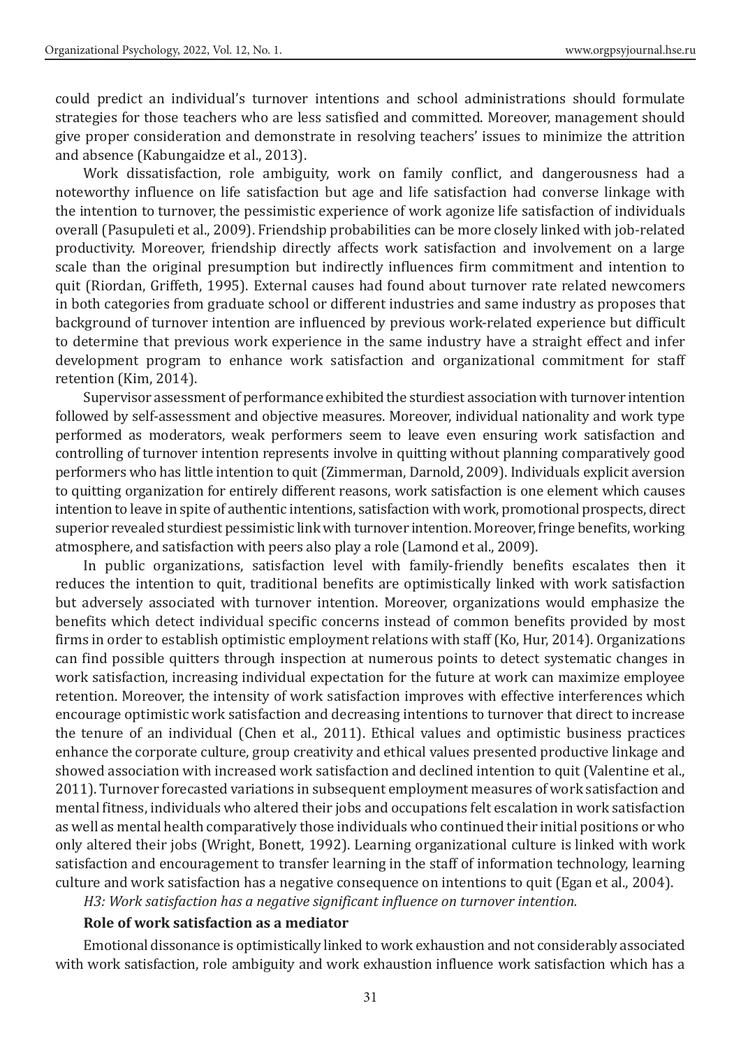could predict an individual's turnover intentions and school administrations should formulate strategies for those teachers who are less satisfied and committed. Moreover, management should give proper consideration and demonstrate in resolving teachers' issues to minimize the attrition and absence (Kabungaidze et al., 2013).

Work dissatisfaction, role ambiguity, work on family conflict, and dangerousness had a noteworthy influence on life satisfaction but age and life satisfaction had converse linkage with the intention to turnover, the pessimistic experience of work agonize life satisfaction of individuals overall (Pasupuleti et al., 2009). Friendship probabilities can be more closely linked with job-related productivity. Moreover, friendship directly affects work satisfaction and involvement on a large scale than the original presumption but indirectly influences firm commitment and intention to quit (Riordan, Griffeth, 1995). External causes had found about turnover rate related newcomers in both categories from graduate school or different industries and same industry as proposes that background of turnover intention are influenced by previous work-related experience but difficult to determine that previous work experience in the same industry have a straight effect and infer development program to enhance work satisfaction and organizational commitment for staff retention (Kim, 2014).

Supervisor assessment of performance exhibited the sturdiest association with turnover intention followed by self-assessment and objective measures. Moreover, individual nationality and work type performed as moderators, weak performers seem to leave even ensuring work satisfaction and controlling of turnover intention represents involve in quitting without planning comparatively good performers who has little intention to quit (Zimmerman, Darnold, 2009). Individuals explicit aversion to quitting organization for entirely different reasons, work satisfaction is one element which causes intention to leave in spite of authentic intentions, satisfaction with work, promotional prospects, direct superior revealed sturdiest pessimistic link with turnover intention. Moreover, fringe benefits, working atmosphere, and satisfaction with peers also play a role (Lamond et al., 2009).

In public organizations, satisfaction level with family-friendly benefits escalates then it reduces the intention to quit, traditional benefits are optimistically linked with work satisfaction but adversely associated with turnover intention. Moreover, organizations would emphasize the benefits which detect individual specific concerns instead of common benefits provided by most firms in order to establish optimistic employment relations with staff (Ko, Hur, 2014). Organizations can find possible quitters through inspection at numerous points to detect systematic changes in work satisfaction, increasing individual expectation for the future at work can maximize employee retention. Moreover, the intensity of work satisfaction improves with effective interferences which encourage optimistic work satisfaction and decreasing intentions to turnover that direct to increase the tenure of an individual (Chen et al., 2011). Ethical values and optimistic business practices enhance the corporate culture, group creativity and ethical values presented productive linkage and showed association with increased work satisfaction and declined intention to quit (Valentine et al., 2011). Turnover forecasted variations in subsequent employment measures of work satisfaction and mental fitness, individuals who altered their jobs and occupations felt escalation in work satisfaction as well as mental health comparatively those individuals who continued their initial positions or who only altered their jobs (Wright, Bonett, 1992). Learning organizational culture is linked with work satisfaction and encouragement to transfer learning in the staff of information technology, learning culture and work satisfaction has a negative consequence on intentions to quit (Egan et al., 2004).

*H3: Work satisfaction has a negative significant influence on turnover intention.*

**Role of work satisfaction as a mediator**

Emotional dissonance is optimistically linked to work exhaustion and not considerably associated with work satisfaction, role ambiguity and work exhaustion influence work satisfaction which has a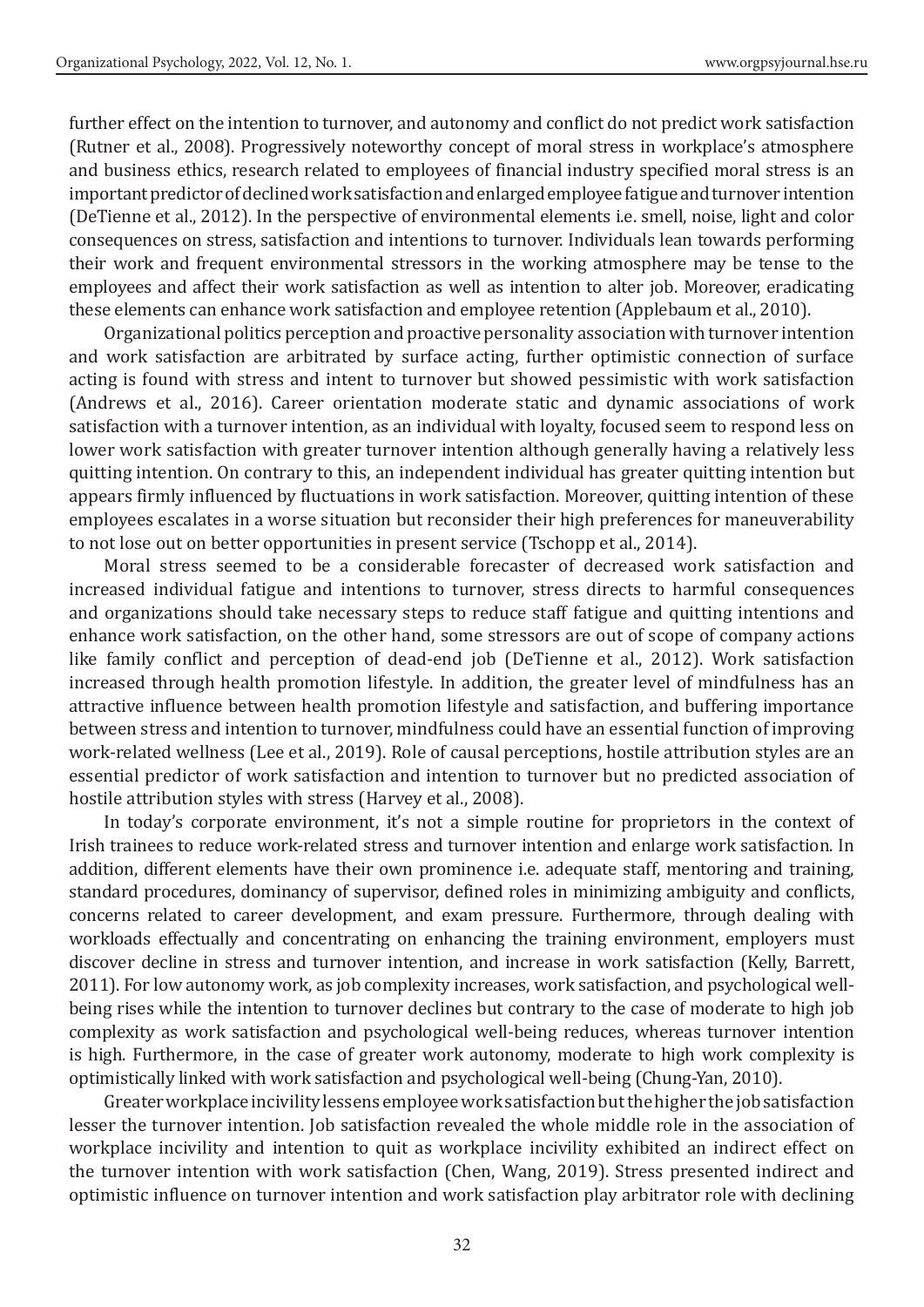further effect on the intention to turnover, and autonomy and conflict do not predict work satisfaction (Rutner et al., 2008). Progressively noteworthy concept of moral stress in workplace's atmosphere and business ethics, research related to employees of financial industry specified moral stress is an important predictor of declined work satisfaction and enlarged employee fatigue and turnover intention (DeTienne et al., 2012). In the perspective of environmental elements i.e. smell, noise, light and color consequences on stress, satisfaction and intentions to turnover. Individuals lean towards performing their work and frequent environmental stressors in the working atmosphere may be tense to the employees and affect their work satisfaction as well as intention to alter job. Moreover, eradicating these elements can enhance work satisfaction and employee retention (Applebaum et al., 2010).

Organizational politics perception and proactive personality association with turnover intention and work satisfaction are arbitrated by surface acting, further optimistic connection of surface acting is found with stress and intent to turnover but showed pessimistic with work satisfaction (Andrews et al., 2016). Career orientation moderate static and dynamic associations of work satisfaction with a turnover intention, as an individual with loyalty, focused seem to respond less on lower work satisfaction with greater turnover intention although generally having a relatively less quitting intention. On contrary to this, an independent individual has greater quitting intention but appears firmly influenced by fluctuations in work satisfaction. Moreover, quitting intention of these employees escalates in a worse situation but reconsider their high preferences for maneuverability to not lose out on better opportunities in present service (Tschopp et al., 2014).

Moral stress seemed to be a considerable forecaster of decreased work satisfaction and increased individual fatigue and intentions to turnover, stress directs to harmful consequences and organizations should take necessary steps to reduce staff fatigue and quitting intentions and enhance work satisfaction, on the other hand, some stressors are out of scope of company actions like family conflict and perception of dead-end job (DeTienne et al., 2012). Work satisfaction increased through health promotion lifestyle. In addition, the greater level of mindfulness has an attractive influence between health promotion lifestyle and satisfaction, and buffering importance between stress and intention to turnover, mindfulness could have an essential function of improving work-related wellness (Lee et al., 2019). Role of causal perceptions, hostile attribution styles are an essential predictor of work satisfaction and intention to turnover but no predicted association of hostile attribution styles with stress (Harvey et al., 2008).

In today's corporate environment, it's not a simple routine for proprietors in the context of Irish trainees to reduce work-related stress and turnover intention and enlarge work satisfaction. In addition, different elements have their own prominence i.e. adequate staff, mentoring and training, standard procedures, dominancy of supervisor, defined roles in minimizing ambiguity and conflicts, concerns related to career development, and exam pressure. Furthermore, through dealing with workloads effectually and concentrating on enhancing the training environment, employers must discover decline in stress and turnover intention, and increase in work satisfaction (Kelly, Barrett, 2011). For low autonomy work, as job complexity increases, work satisfaction, and psychological well-being rises while the intention to turnover declines but contrary to the case of moderate to high job complexity as work satisfaction and psychological well-being reduces, whereas turnover intention is high. Furthermore, in the case of greater work autonomy, moderate to high work complexity is optimistically linked with work satisfaction and psychological well-being (Chung-Yan, 2010).

Greater workplace incivility lessens employee work satisfaction but the higher the job satisfaction lesser the turnover intention. Job satisfaction revealed the whole middle role in the association of workplace incivility and intention to quit as workplace incivility exhibited an indirect effect on the turnover intention with work satisfaction (Chen, Wang, 2019). Stress presented indirect and optimistic influence on turnover intention and work satisfaction play arbitrator role with declining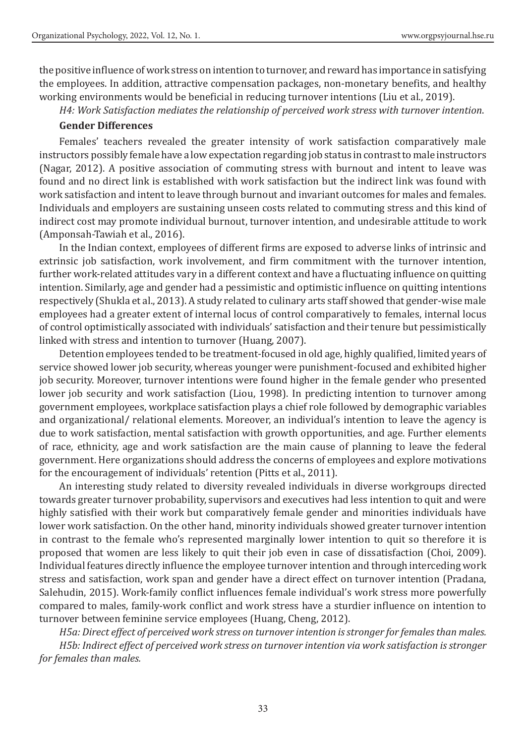the positive influence of work stress on intention to turnover, and reward has importance in satisfying the employees. In addition, attractive compensation packages, non-monetary benefits, and healthy working environments would be beneficial in reducing turnover intentions (Liu et al., 2019).

*H4: Work Satisfaction mediates the relationship of perceived work stress with turnover intention.*

**Gender Differences**

Females' teachers revealed the greater intensity of work satisfaction comparatively male instructors possibly female have a low expectation regarding job status in contrast to male instructors (Nagar, 2012). A positive association of commuting stress with burnout and intent to leave was found and no direct link is established with work satisfaction but the indirect link was found with work satisfaction and intent to leave through burnout and invariant outcomes for males and females. Individuals and employers are sustaining unseen costs related to commuting stress and this kind of indirect cost may promote individual burnout, turnover intention, and undesirable attitude to work (Amponsah-Tawiah et al., 2016).

In the Indian context, employees of different firms are exposed to adverse links of intrinsic and extrinsic job satisfaction, work involvement, and firm commitment with the turnover intention, further work-related attitudes vary in a different context and have a fluctuating influence on quitting intention. Similarly, age and gender had a pessimistic and optimistic influence on quitting intentions respectively (Shukla et al., 2013). A study related to culinary arts staff showed that gender-wise male employees had a greater extent of internal locus of control comparatively to females, internal locus of control optimistically associated with individuals' satisfaction and their tenure but pessimistically linked with stress and intention to turnover (Huang, 2007).

Detention employees tended to be treatment-focused in old age, highly qualified, limited years of service showed lower job security, whereas younger were punishment-focused and exhibited higher job security. Moreover, turnover intentions were found higher in the female gender who presented lower job security and work satisfaction (Liou, 1998). In predicting intention to turnover among government employees, workplace satisfaction plays a chief role followed by demographic variables and organizational/ relational elements. Moreover, an individual's intention to leave the agency is due to work satisfaction, mental satisfaction with growth opportunities, and age. Further elements of race, ethnicity, age and work satisfaction are the main cause of planning to leave the federal government. Here organizations should address the concerns of employees and explore motivations for the encouragement of individuals' retention (Pitts et al., 2011).

An interesting study related to diversity revealed individuals in diverse workgroups directed towards greater turnover probability, supervisors and executives had less intention to quit and were highly satisfied with their work but comparatively female gender and minorities individuals have lower work satisfaction. On the other hand, minority individuals showed greater turnover intention in contrast to the female who's represented marginally lower intention to quit so therefore it is proposed that women are less likely to quit their job even in case of dissatisfaction (Choi, 2009). Individual features directly influence the employee turnover intention and through interceding work stress and satisfaction, work span and gender have a direct effect on turnover intention (Pradana, Salehudin, 2015). Work-family conflict influences female individual's work stress more powerfully compared to males, family-work conflict and work stress have a sturdier influence on intention to turnover between feminine service employees (Huang, Cheng, 2012).

*H5a: Direct effect of perceived work stress on turnover intention is stronger for females than males.*

*H5b: Indirect effect of perceived work stress on turnover intention via work satisfaction is stronger for females than males.*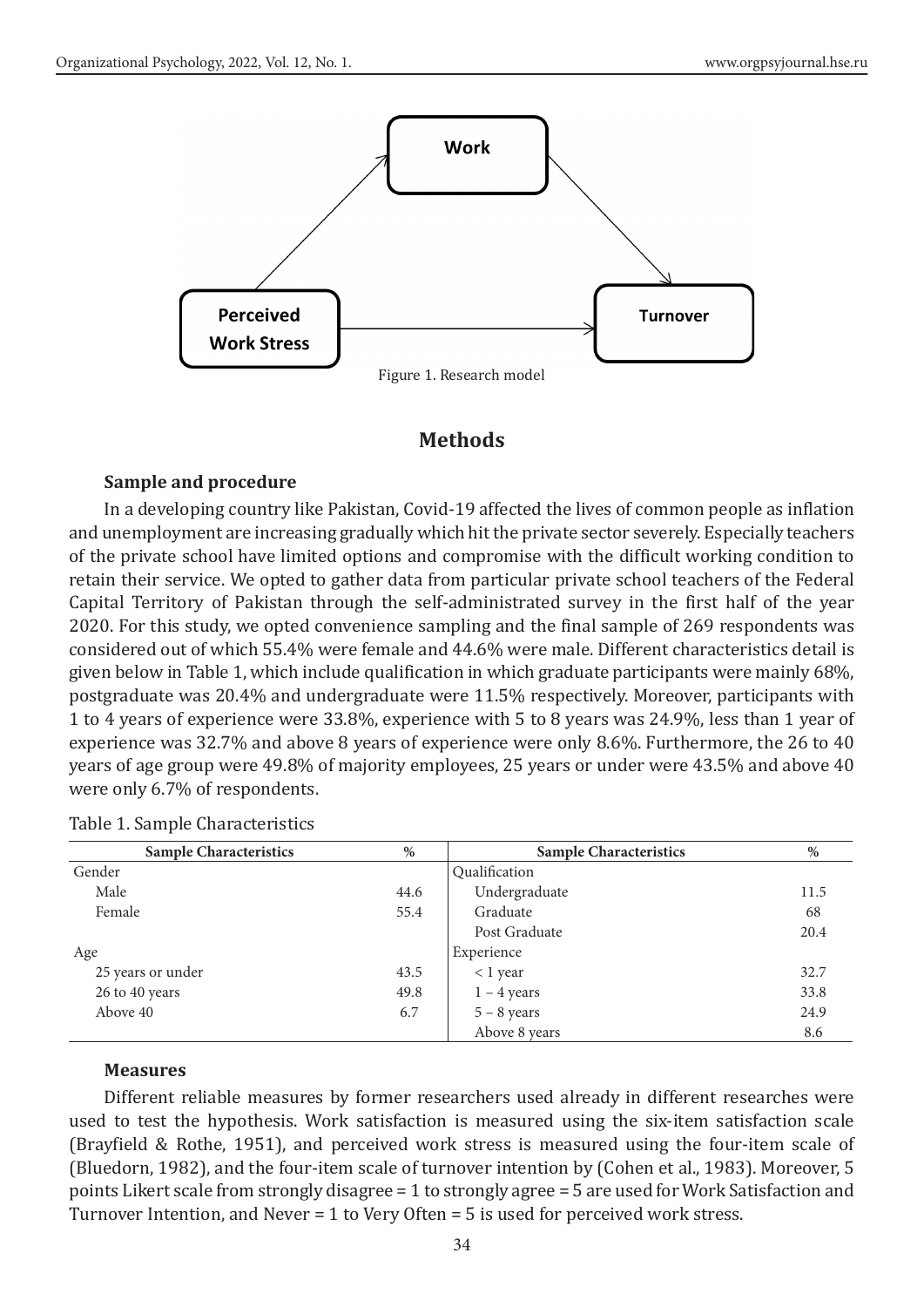Work

Perceived Work Stress

Turnover

Figure 1. Research model

## Methods

### Sample and procedure

In a developing country like Pakistan, Covid-19 affected the lives of common people as inflation and unemployment are increasing gradually which hit the private sector severely. Especially teachers of the private school have limited options and compromise with the difficult working condition to retain their service. We opted to gather data from particular private school teachers of the Federal Capital Territory of Pakistan through the self-administrated survey in the first half of the year 2020. For this study, we opted convenience sampling and the final sample of 269 respondents was considered out of which 55.4% were female and 44.6% were male. Different characteristics detail is given below in Table 1, which include qualification in which graduate participants were mainly 68%, postgraduate was 20.4% and undergraduate were 11.5% respectively. Moreover, participants with 1 to 4 years of experience were 33.8%, experience with 5 to 8 years was 24.9%, less than 1 year of experience was 32.7% and above 8 years of experience were only 8.6%. Furthermore, the 26 to 40 years of age group were 49.8% of majority employees, 25 years or under were 43.5% and above 40 were only 6.7% of respondents.

Table 1. Sample Characteristics

| Sample Characteristics | % | Sample Characteristics | % |
|---|---|---|---|
| Gender | | Qualification | |
| Male | 44.6 | Undergraduate | 11.5 |
| Female | 55.4 | Graduate | 68 |
| | | Post Graduate | 20.4 |
| Age | | Experience | |
| 25 years or under | 43.5 | < 1 year | 32.7 |
| 26 to 40 years | 49.8 | 1 – 4 years | 33.8 |
| Above 40 | 6.7 | 5 – 8 years | 24.9 |
| | | Above 8 years | 8.6 |

### Measures

Different reliable measures by former researchers used already in different researches were used to test the hypothesis. Work satisfaction is measured using the six-item satisfaction scale (Brayfield & Rothe, 1951), and perceived work stress is measured using the four-item scale of (Bluedorn, 1982), and the four-item scale of turnover intention by (Cohen et al., 1983). Moreover, 5 points Likert scale from strongly disagree = 1 to strongly agree = 5 are used for Work Satisfaction and Turnover Intention, and Never = 1 to Very Often = 5 is used for perceived work stress.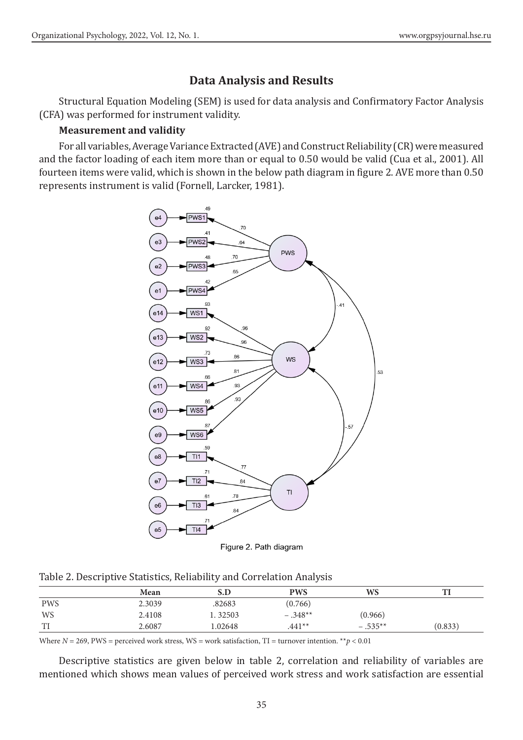## Data Analysis and Results

Structural Equation Modeling (SEM) is used for data analysis and Confirmatory Factor Analysis (CFA) was performed for instrument validity.

### Measurement and validity

For all variables, Average Variance Extracted (AVE) and Construct Reliability (CR) were measured and the factor loading of each item more than or equal to 0.50 would be valid (Cua et al., 2001). All fourteen items were valid, which is shown in the below path diagram in figure 2. AVE more than 0.50 represents instrument is valid (Fornell, Larcker, 1981).

e4 PWS1 49 .70
e3 PWS2 .41 .64
e2 PWS3 .48 .70
e1 PWS4 .42 .65
PWS
-.41
e14 WS1 .93 .96
e13 WS2 .92 .96
e12 WS3 .73 .86
e11 WS4 .66 .81
e10 WS5 .86 .93
e9 WS6 .87 .93
WS
.53
-.57
e8 TI1 .59 .77
e7 TI2 .71 .84
e6 TI3 .61 .78
e5 TI4 .71 .84
TI

Figure 2. Path diagram

Table 2. Descriptive Statistics, Reliability and Correlation Analysis

| | Mean | S.D | PWS | WS | TI |
|---|---|---|---|---|---|
| PWS | 2.3039 | .82683 | (0.766) | | |
| WS | 2.4108 | 1. 32503 | – .348** | (0.966) | |
| TI | 2.6087 | 1.02648 | .441** | – .535** | (0.833) |

Where $N = 269$, PWS = perceived work stress, WS = work satisfaction, TI = turnover intention. **$p < 0.01$

Descriptive statistics are given below in table 2, correlation and reliability of variables are mentioned which shows mean values of perceived work stress and work satisfaction are essential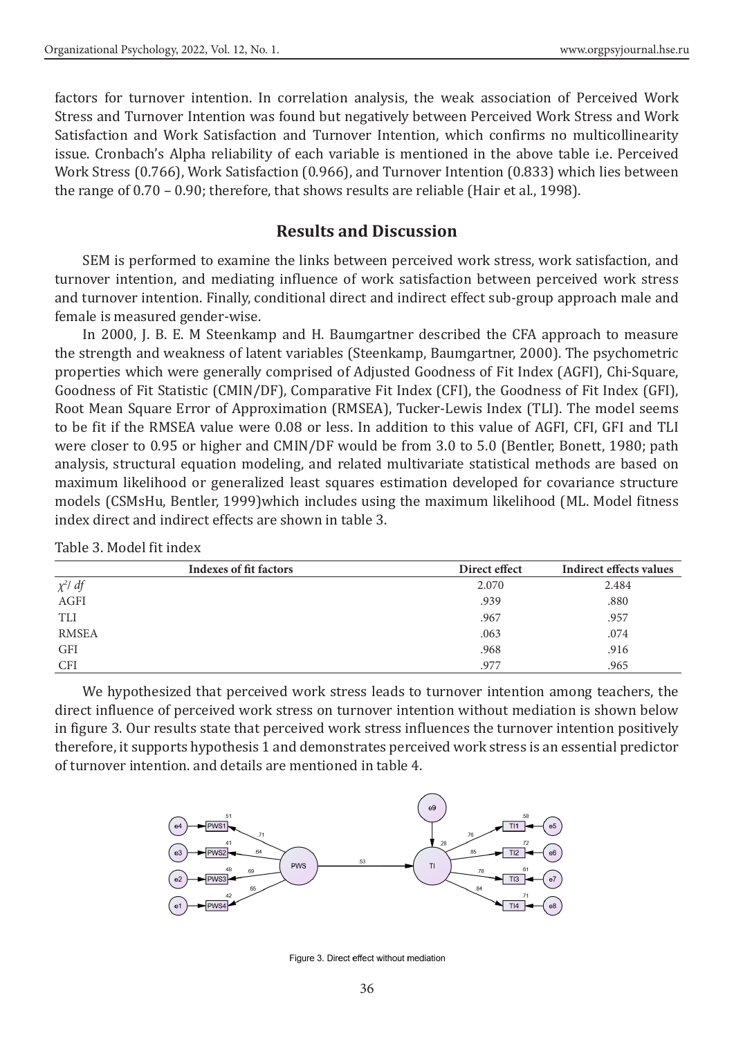factors for turnover intention. In correlation analysis, the weak association of Perceived Work Stress and Turnover Intention was found but negatively between Perceived Work Stress and Work Satisfaction and Work Satisfaction and Turnover Intention, which confirms no multicollinearity issue. Cronbach's Alpha reliability of each variable is mentioned in the above table i.e. Perceived Work Stress (0.766), Work Satisfaction (0.966), and Turnover Intention (0.833) which lies between the range of 0.70 – 0.90; therefore, that shows results are reliable (Hair et al., 1998).

## Results and Discussion

SEM is performed to examine the links between perceived work stress, work satisfaction, and turnover intention, and mediating influence of work satisfaction between perceived work stress and turnover intention. Finally, conditional direct and indirect effect sub-group approach male and female is measured gender-wise.

In 2000, J. B. E. M Steenkamp and H. Baumgartner described the CFA approach to measure the strength and weakness of latent variables (Steenkamp, Baumgartner, 2000). The psychometric properties which were generally comprised of Adjusted Goodness of Fit Index (AGFI), Chi-Square, Goodness of Fit Statistic (CMIN/DF), Comparative Fit Index (CFI), the Goodness of Fit Index (GFI), Root Mean Square Error of Approximation (RMSEA), Tucker-Lewis Index (TLI). The model seems to be fit if the RMSEA value were 0.08 or less. In addition to this value of AGFI, CFI, GFI and TLI were closer to 0.95 or higher and CMIN/DF would be from 3.0 to 5.0 (Bentler, Bonett, 1980; path analysis, structural equation modeling, and related multivariate statistical methods are based on maximum likelihood or generalized least squares estimation developed for covariance structure models (CSMsHu, Bentler, 1999)which includes using the maximum likelihood (ML. Model fitness index direct and indirect effects are shown in table 3.

Table 3. Model fit index

| Indexes of fit factors | Direct effect | Indirect effects values |
|---|---|---|
| $\chi^2/df$ | 2.070 | 2.484 |
| AGFI | .939 | .880 |
| TLI | .967 | .957 |
| RMSEA | .063 | .074 |
| GFI | .968 | .916 |
| CFI | .977 | .965 |

We hypothesized that perceived work stress leads to turnover intention among teachers, the direct influence of perceived work stress on turnover intention without mediation is shown below in figure 3. Our results state that perceived work stress influences the turnover intention positively therefore, it supports hypothesis 1 and demonstrates perceived work stress is an essential predictor of turnover intention. and details are mentioned in table 4.

e9
.51 PWS1 .71
.41 PWS2 .64
.48 PWS3 .69
.42 PWS4 .65
e4 e3 e2 e1
PWS .53 TI
.28
.76 TI1 .58
.85 TI2 .72
.78 TI3 .61
.84 TI4 .71
e5 e6 e7 e8

Figure 3. Direct effect without mediation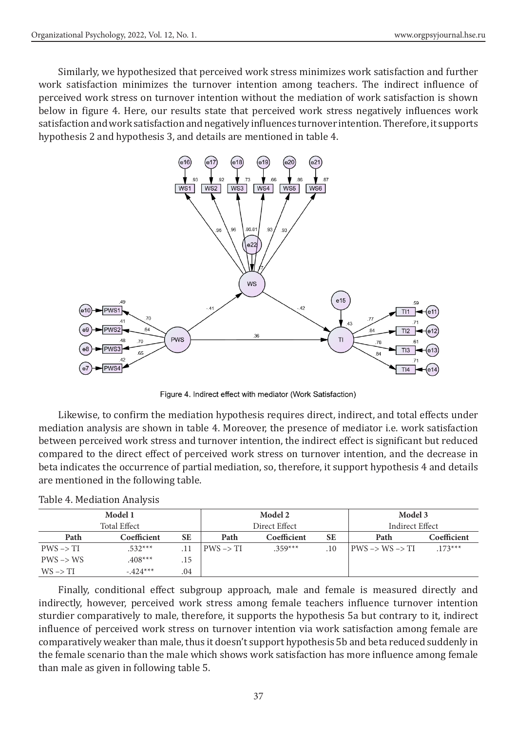Similarly, we hypothesized that perceived work stress minimizes work satisfaction and further work satisfaction minimizes the turnover intention among teachers. The indirect influence of perceived work stress on turnover intention without the mediation of work satisfaction is shown below in figure 4. Here, our results state that perceived work stress negatively influences work satisfaction and work satisfaction and negatively influences turnover intention. Therefore, it supports hypothesis 2 and hypothesis 3, and details are mentioned in table 4.

e16 e17 e18 e19 e20 e21

.93 .92 .73 .66 .86 .87

WS1 WS2 WS3 WS4 WS5 WS6

.96 .96 .86 .81 .93 .93

e22

.17

WS

-.41 -.42

e15

.43

PWS TI

.36

e10 PWS1 .49 .70

e9 PWS2 .41 .64

e8 PWS3 .48 .70

e7 PWS4 .42 .65

TI1 e11 .59 .77

TI2 e12 .71 .84

TI3 e13 .61 .78

TI4 e14 .71 .84

Figure 4. Indirect effect with mediator (Work Satisfaction)

Likewise, to confirm the mediation hypothesis requires direct, indirect, and total effects under mediation analysis are shown in table 4. Moreover, the presence of mediator i.e. work satisfaction between perceived work stress and turnover intention, the indirect effect is significant but reduced compared to the direct effect of perceived work stress on turnover intention, and the decrease in beta indicates the occurrence of partial mediation, so, therefore, it support hypothesis 4 and details are mentioned in the following table.

Table 4. Mediation Analysis

| Model 1 | | | Model 2 | | | Model 3 | |
|---|---|---|---|---|---|---|---|
| Total Effect | | | Direct Effect | | | Indirect Effect | |
| **Path** | **Coefficient** | **SE** | **Path** | **Coefficient** | **SE** | **Path** | **Coefficient** |
| PWS –> TI | .532*** | .11 | PWS –> TI | .359*** | .10 | PWS –> WS –> TI | .173*** |
| PWS –> WS | .408*** | .15 | | | | | |
| WS –> TI | -.424*** | .04 | | | | | |

Finally, conditional effect subgroup approach, male and female is measured directly and indirectly, however, perceived work stress among female teachers influence turnover intention sturdier comparatively to male, therefore, it supports the hypothesis 5a but contrary to it, indirect influence of perceived work stress on turnover intention via work satisfaction among female are comparatively weaker than male, thus it doesn't support hypothesis 5b and beta reduced suddenly in the female scenario than the male which shows work satisfaction has more influence among female than male as given in following table 5.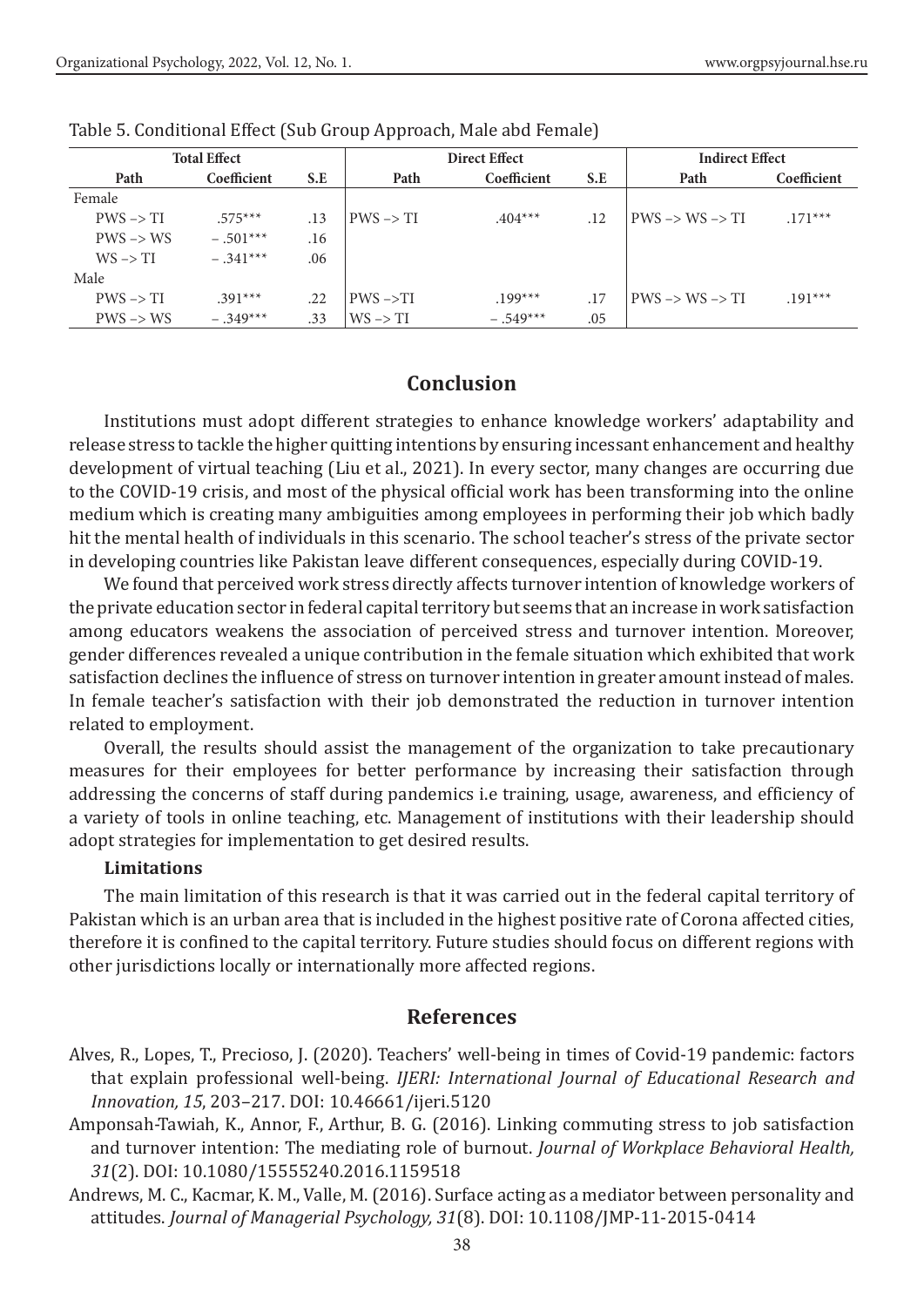Table 5. Conditional Effect (Sub Group Approach, Male abd Female)

| Total Effect | | | Direct Effect | | | Indirect Effect | |
|---|---|---|---|---|---|---|---|
| Path | Coefficient | S.E | Path | Coefficient | S.E | Path | Coefficient |
| Female | | | | | | | |
| PWS –> TI | .575*** | .13 | PWS –> TI | .404*** | .12 | PWS –> WS –> TI | .171*** |
| PWS –> WS | – .501*** | .16 | | | | | |
| WS –> TI | – .341*** | .06 | | | | | |
| Male | | | | | | | |
| PWS –> TI | .391*** | .22 | PWS –>TI | .199*** | .17 | PWS –> WS –> TI | .191*** |
| PWS –> WS | – .349*** | .33 | WS –> TI | – .549*** | .05 | | |

## Conclusion

Institutions must adopt different strategies to enhance knowledge workers' adaptability and release stress to tackle the higher quitting intentions by ensuring incessant enhancement and healthy development of virtual teaching (Liu et al., 2021). In every sector, many changes are occurring due to the COVID-19 crisis, and most of the physical official work has been transforming into the online medium which is creating many ambiguities among employees in performing their job which badly hit the mental health of individuals in this scenario. The school teacher's stress of the private sector in developing countries like Pakistan leave different consequences, especially during COVID-19.

We found that perceived work stress directly affects turnover intention of knowledge workers of the private education sector in federal capital territory but seems that an increase in work satisfaction among educators weakens the association of perceived stress and turnover intention. Moreover, gender differences revealed a unique contribution in the female situation which exhibited that work satisfaction declines the influence of stress on turnover intention in greater amount instead of males. In female teacher's satisfaction with their job demonstrated the reduction in turnover intention related to employment.

Overall, the results should assist the management of the organization to take precautionary measures for their employees for better performance by increasing their satisfaction through addressing the concerns of staff during pandemics i.e training, usage, awareness, and efficiency of a variety of tools in online teaching, etc. Management of institutions with their leadership should adopt strategies for implementation to get desired results.

### Limitations

The main limitation of this research is that it was carried out in the federal capital territory of Pakistan which is an urban area that is included in the highest positive rate of Corona affected cities, therefore it is confined to the capital territory. Future studies should focus on different regions with other jurisdictions locally or internationally more affected regions.

## References

Alves, R., Lopes, T., Precioso, J. (2020). Teachers' well-being in times of Covid-19 pandemic: factors that explain professional well-being. *IJERI: International Journal of Educational Research and Innovation, 15*, 203–217. DOI: 10.46661/ijeri.5120

Amponsah-Tawiah, K., Annor, F., Arthur, B. G. (2016). Linking commuting stress to job satisfaction and turnover intention: The mediating role of burnout. *Journal of Workplace Behavioral Health, 31*(2). DOI: 10.1080/15555240.2016.1159518

Andrews, M. C., Kacmar, K. M., Valle, M. (2016). Surface acting as a mediator between personality and attitudes. *Journal of Managerial Psychology, 31*(8). DOI: 10.1108/JMP-11-2015-0414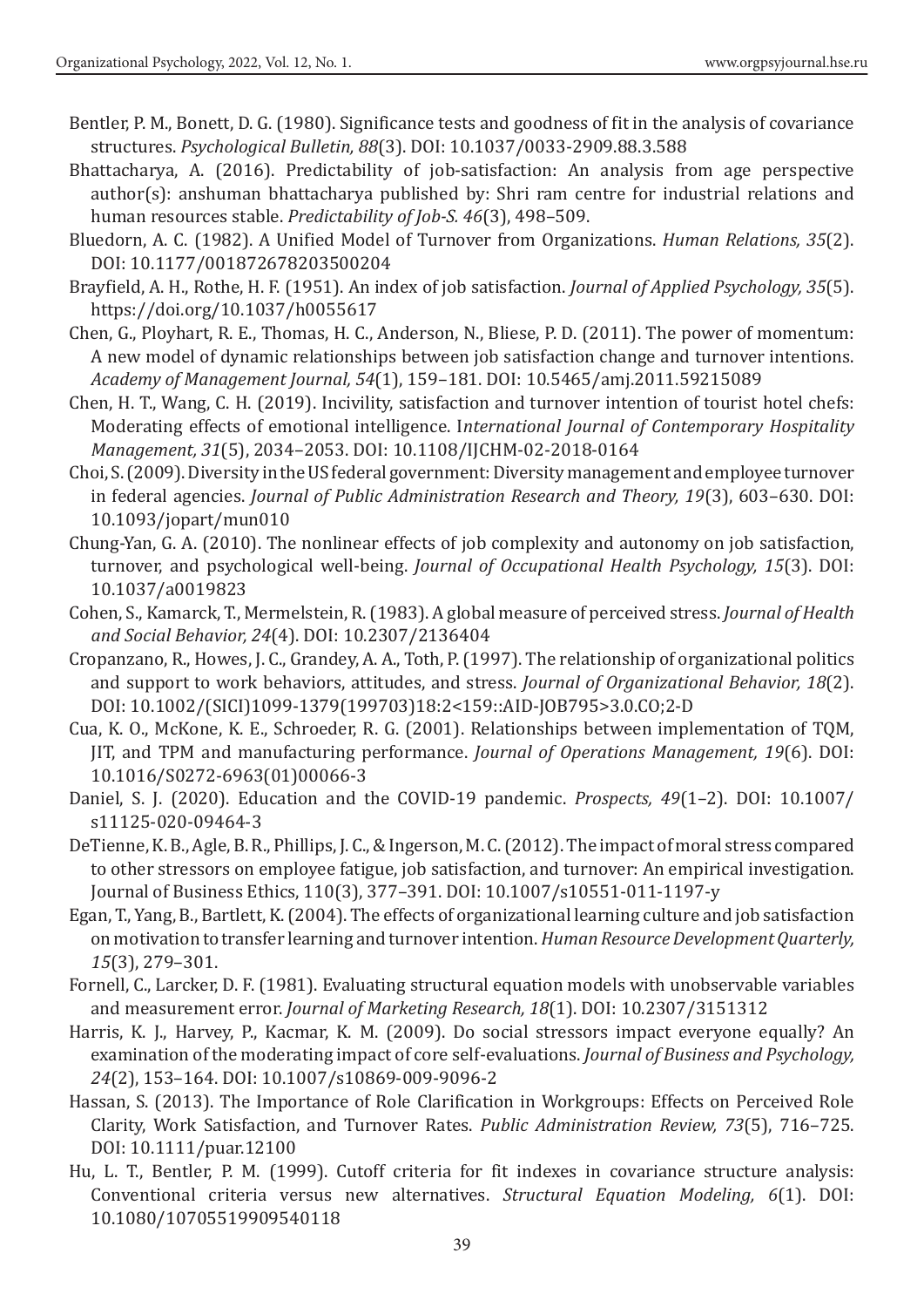Bentler, P. M., Bonett, D. G. (1980). Significance tests and goodness of fit in the analysis of covariance structures. *Psychological Bulletin, 88*(3). DOI: 10.1037/0033-2909.88.3.588

Bhattacharya, A. (2016). Predictability of job-satisfaction: An analysis from age perspective author(s): anshuman bhattacharya published by: Shri ram centre for industrial relations and human resources stable. *Predictability of Job-S. 46*(3), 498–509.

Bluedorn, A. C. (1982). A Unified Model of Turnover from Organizations. *Human Relations, 35*(2). DOI: 10.1177/001872678203500204

Brayfield, A. H., Rothe, H. F. (1951). An index of job satisfaction. *Journal of Applied Psychology, 35*(5). https://doi.org/10.1037/h0055617

Chen, G., Ployhart, R. E., Thomas, H. C., Anderson, N., Bliese, P. D. (2011). The power of momentum: A new model of dynamic relationships between job satisfaction change and turnover intentions. *Academy of Management Journal, 54*(1), 159–181. DOI: 10.5465/amj.2011.59215089

Chen, H. T., Wang, C. H. (2019). Incivility, satisfaction and turnover intention of tourist hotel chefs: Moderating effects of emotional intelligence. I*nternational Journal of Contemporary Hospitality Management, 31*(5), 2034–2053. DOI: 10.1108/IJCHM-02-2018-0164

Choi, S. (2009). Diversity in the US federal government: Diversity management and employee turnover in federal agencies. *Journal of Public Administration Research and Theory, 19*(3), 603–630. DOI: 10.1093/jopart/mun010

Chung-Yan, G. A. (2010). The nonlinear effects of job complexity and autonomy on job satisfaction, turnover, and psychological well-being. *Journal of Occupational Health Psychology, 15*(3). DOI: 10.1037/a0019823

Cohen, S., Kamarck, T., Mermelstein, R. (1983). A global measure of perceived stress. *Journal of Health and Social Behavior, 24*(4). DOI: 10.2307/2136404

Cropanzano, R., Howes, J. C., Grandey, A. A., Toth, P. (1997). The relationship of organizational politics and support to work behaviors, attitudes, and stress. *Journal of Organizational Behavior, 18*(2). DOI: 10.1002/(SICI)1099-1379(199703)18:2<159::AID-JOB795>3.0.CO;2-D

Cua, K. O., McKone, K. E., Schroeder, R. G. (2001). Relationships between implementation of TQM, JIT, and TPM and manufacturing performance. *Journal of Operations Management, 19*(6). DOI: 10.1016/S0272-6963(01)00066-3

Daniel, S. J. (2020). Education and the COVID-19 pandemic. *Prospects, 49*(1–2). DOI: 10.1007/s11125-020-09464-3

DeTienne, K. B., Agle, B. R., Phillips, J. C., & Ingerson, M. C. (2012). The impact of moral stress compared to other stressors on employee fatigue, job satisfaction, and turnover: An empirical investigation. Journal of Business Ethics, 110(3), 377–391. DOI: 10.1007/s10551-011-1197-y

Egan, T., Yang, B., Bartlett, K. (2004). The effects of organizational learning culture and job satisfaction on motivation to transfer learning and turnover intention. *Human Resource Development Quarterly, 15*(3), 279–301.

Fornell, C., Larcker, D. F. (1981). Evaluating structural equation models with unobservable variables and measurement error. *Journal of Marketing Research, 18*(1). DOI: 10.2307/3151312

Harris, K. J., Harvey, P., Kacmar, K. M. (2009). Do social stressors impact everyone equally? An examination of the moderating impact of core self-evaluations. *Journal of Business and Psychology, 24*(2), 153–164. DOI: 10.1007/s10869-009-9096-2

Hassan, S. (2013). The Importance of Role Clarification in Workgroups: Effects on Perceived Role Clarity, Work Satisfaction, and Turnover Rates. *Public Administration Review, 73*(5), 716–725. DOI: 10.1111/puar.12100

Hu, L. T., Bentler, P. M. (1999). Cutoff criteria for fit indexes in covariance structure analysis: Conventional criteria versus new alternatives. *Structural Equation Modeling, 6*(1). DOI: 10.1080/10705519909540118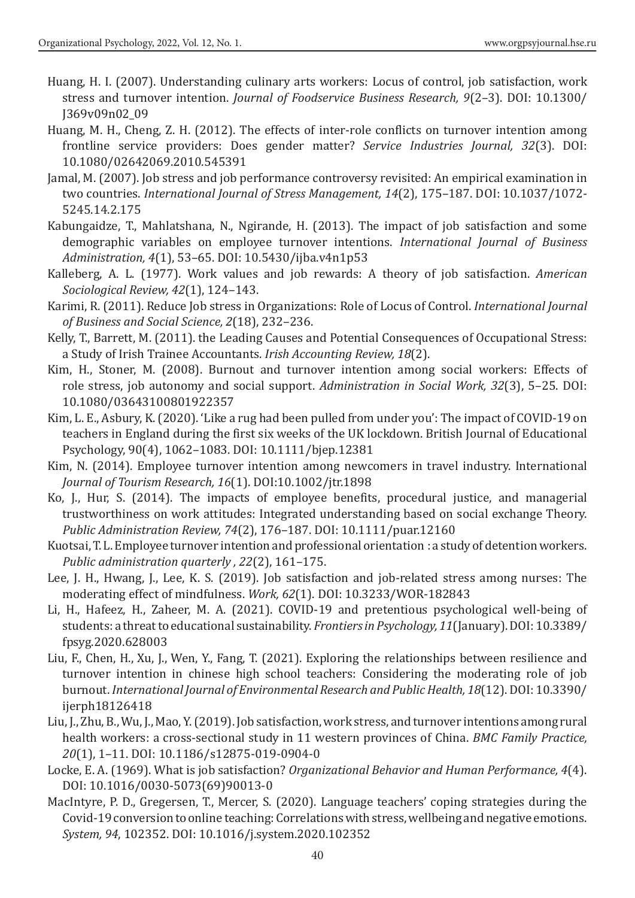Huang, H. I. (2007). Understanding culinary arts workers: Locus of control, job satisfaction, work stress and turnover intention. *Journal of Foodservice Business Research, 9*(2–3). DOI: 10.1300/J369v09n02_09

Huang, M. H., Cheng, Z. H. (2012). The effects of inter-role conflicts on turnover intention among frontline service providers: Does gender matter? *Service Industries Journal, 32*(3). DOI: 10.1080/02642069.2010.545391

Jamal, M. (2007). Job stress and job performance controversy revisited: An empirical examination in two countries. *International Journal of Stress Management, 14*(2), 175–187. DOI: 10.1037/1072-5245.14.2.175

Kabungaidze, T., Mahlatshana, N., Ngirande, H. (2013). The impact of job satisfaction and some demographic variables on employee turnover intentions. *International Journal of Business Administration, 4*(1), 53–65. DOI: 10.5430/ijba.v4n1p53

Kalleberg, A. L. (1977). Work values and job rewards: A theory of job satisfaction. *American Sociological Review, 42*(1), 124–143.

Karimi, R. (2011). Reduce Job stress in Organizations: Role of Locus of Control. *International Journal of Business and Social Science, 2*(18), 232–236.

Kelly, T., Barrett, M. (2011). the Leading Causes and Potential Consequences of Occupational Stress: a Study of Irish Trainee Accountants. *Irish Accounting Review, 18*(2).

Kim, H., Stoner, M. (2008). Burnout and turnover intention among social workers: Effects of role stress, job autonomy and social support. *Administration in Social Work, 32*(3), 5–25. DOI: 10.1080/03643100801922357

Kim, L. E., Asbury, K. (2020). 'Like a rug had been pulled from under you': The impact of COVID-19 on teachers in England during the first six weeks of the UK lockdown. British Journal of Educational Psychology, 90(4), 1062–1083. DOI: 10.1111/bjep.12381

Kim, N. (2014). Employee turnover intention among newcomers in travel industry. International *Journal of Tourism Research, 16*(1). DOI:10.1002/jtr.1898

Ko, J., Hur, S. (2014). The impacts of employee benefits, procedural justice, and managerial trustworthiness on work attitudes: Integrated understanding based on social exchange Theory. *Public Administration Review, 74*(2), 176–187. DOI: 10.1111/puar.12160

Kuotsai, T. L. Employee turnover intention and professional orientation : a study of detention workers. *Public administration quarterly , 22*(2), 161–175.

Lee, J. H., Hwang, J., Lee, K. S. (2019). Job satisfaction and job-related stress among nurses: The moderating effect of mindfulness. *Work, 62*(1). DOI: 10.3233/WOR-182843

Li, H., Hafeez, H., Zaheer, M. A. (2021). COVID-19 and pretentious psychological well-being of students: a threat to educational sustainability. *Frontiers in Psychology, 11*(January). DOI: 10.3389/fpsyg.2020.628003

Liu, F., Chen, H., Xu, J., Wen, Y., Fang, T. (2021). Exploring the relationships between resilience and turnover intention in chinese high school teachers: Considering the moderating role of job burnout. *International Journal of Environmental Research and Public Health, 18*(12). DOI: 10.3390/ijerph18126418

Liu, J., Zhu, B., Wu, J., Mao, Y. (2019). Job satisfaction, work stress, and turnover intentions among rural health workers: a cross-sectional study in 11 western provinces of China. *BMC Family Practice, 20*(1), 1–11. DOI: 10.1186/s12875-019-0904-0

Locke, E. A. (1969). What is job satisfaction? *Organizational Behavior and Human Performance, 4*(4). DOI: 10.1016/0030-5073(69)90013-0

MacIntyre, P. D., Gregersen, T., Mercer, S. (2020). Language teachers' coping strategies during the Covid-19 conversion to online teaching: Correlations with stress, wellbeing and negative emotions. *System, 94*, 102352. DOI: 10.1016/j.system.2020.102352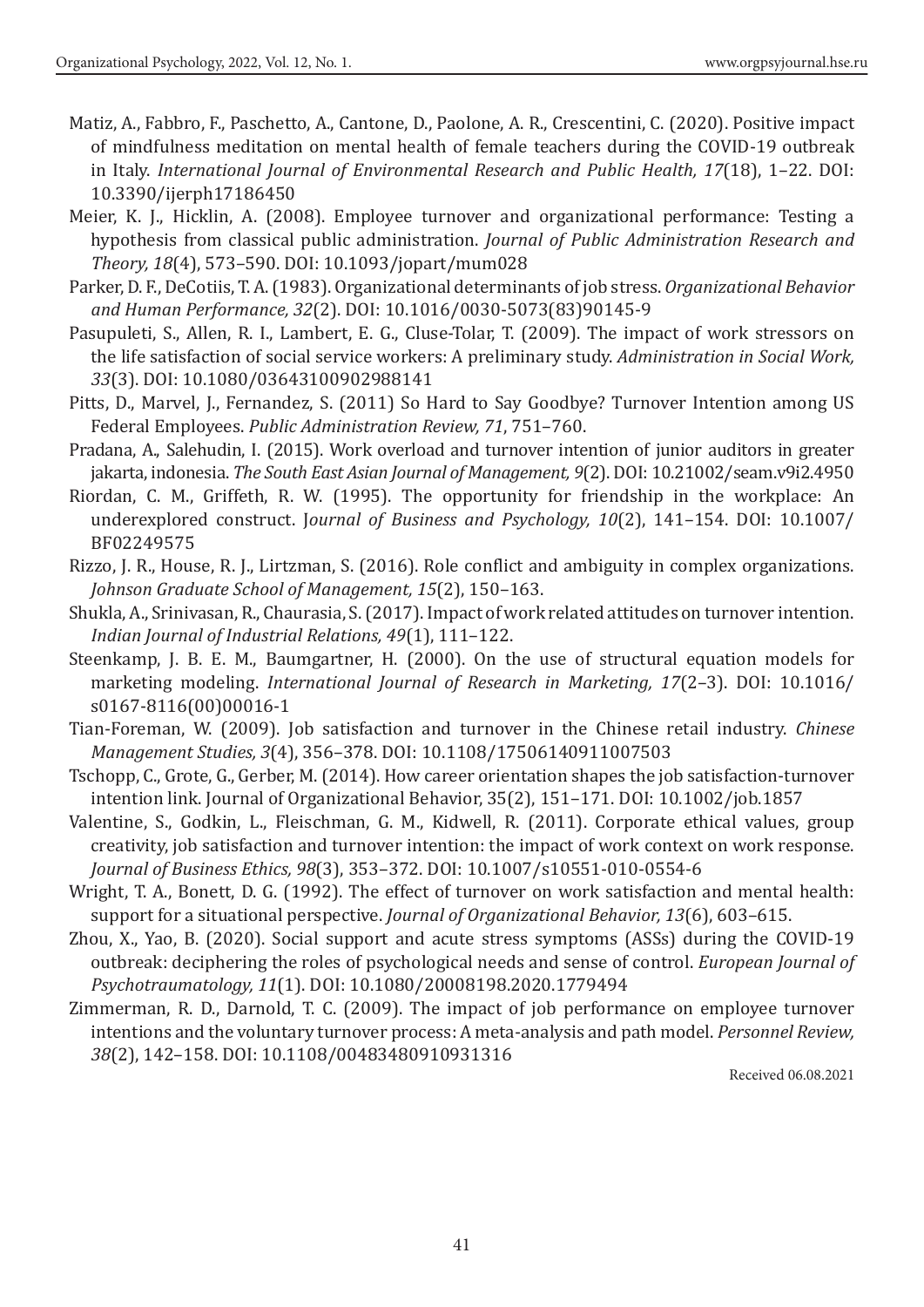Matiz, A., Fabbro, F., Paschetto, A., Cantone, D., Paolone, A. R., Crescentini, C. (2020). Positive impact of mindfulness meditation on mental health of female teachers during the COVID-19 outbreak in Italy. *International Journal of Environmental Research and Public Health, 17*(18), 1–22. DOI: 10.3390/ijerph17186450

Meier, K. J., Hicklin, A. (2008). Employee turnover and organizational performance: Testing a hypothesis from classical public administration. *Journal of Public Administration Research and Theory, 18*(4), 573–590. DOI: 10.1093/jopart/mum028

Parker, D. F., DeCotiis, T. A. (1983). Organizational determinants of job stress. *Organizational Behavior and Human Performance, 32*(2). DOI: 10.1016/0030-5073(83)90145-9

Pasupuleti, S., Allen, R. I., Lambert, E. G., Cluse-Tolar, T. (2009). The impact of work stressors on the life satisfaction of social service workers: A preliminary study. *Administration in Social Work, 33*(3). DOI: 10.1080/03643100902988141

Pitts, D., Marvel, J., Fernandez, S. (2011) So Hard to Say Goodbye? Turnover Intention among US Federal Employees. *Public Administration Review, 71*, 751–760.

Pradana, A., Salehudin, I. (2015). Work overload and turnover intention of junior auditors in greater jakarta, indonesia. *The South East Asian Journal of Management, 9*(2). DOI: 10.21002/seam.v9i2.4950

Riordan, C. M., Griffeth, R. W. (1995). The opportunity for friendship in the workplace: An underexplored construct. J*ournal of Business and Psychology, 10*(2), 141–154. DOI: 10.1007/BF02249575

Rizzo, J. R., House, R. J., Lirtzman, S. (2016). Role conflict and ambiguity in complex organizations. *Johnson Graduate School of Management, 15*(2), 150–163.

Shukla, A., Srinivasan, R., Chaurasia, S. (2017). Impact of work related attitudes on turnover intention. *Indian Journal of Industrial Relations, 49*(1), 111–122.

Steenkamp, J. B. E. M., Baumgartner, H. (2000). On the use of structural equation models for marketing modeling. *International Journal of Research in Marketing, 17*(2–3). DOI: 10.1016/s0167-8116(00)00016-1

Tian-Foreman, W. (2009). Job satisfaction and turnover in the Chinese retail industry. *Chinese Management Studies, 3*(4), 356–378. DOI: 10.1108/17506140911007503

Tschopp, C., Grote, G., Gerber, M. (2014). How career orientation shapes the job satisfaction-turnover intention link. Journal of Organizational Behavior, 35(2), 151–171. DOI: 10.1002/job.1857

Valentine, S., Godkin, L., Fleischman, G. M., Kidwell, R. (2011). Corporate ethical values, group creativity, job satisfaction and turnover intention: the impact of work context on work response. *Journal of Business Ethics, 98*(3), 353–372. DOI: 10.1007/s10551-010-0554-6

Wright, T. A., Bonett, D. G. (1992). The effect of turnover on work satisfaction and mental health: support for a situational perspective. *Journal of Organizational Behavior, 13*(6), 603–615.

Zhou, X., Yao, B. (2020). Social support and acute stress symptoms (ASSs) during the COVID-19 outbreak: deciphering the roles of psychological needs and sense of control. *European Journal of Psychotraumatology, 11*(1). DOI: 10.1080/20008198.2020.1779494

Zimmerman, R. D., Darnold, T. C. (2009). The impact of job performance on employee turnover intentions and the voluntary turnover process: A meta-analysis and path model. *Personnel Review, 38*(2), 142–158. DOI: 10.1108/00483480910931316

Received 06.08.2021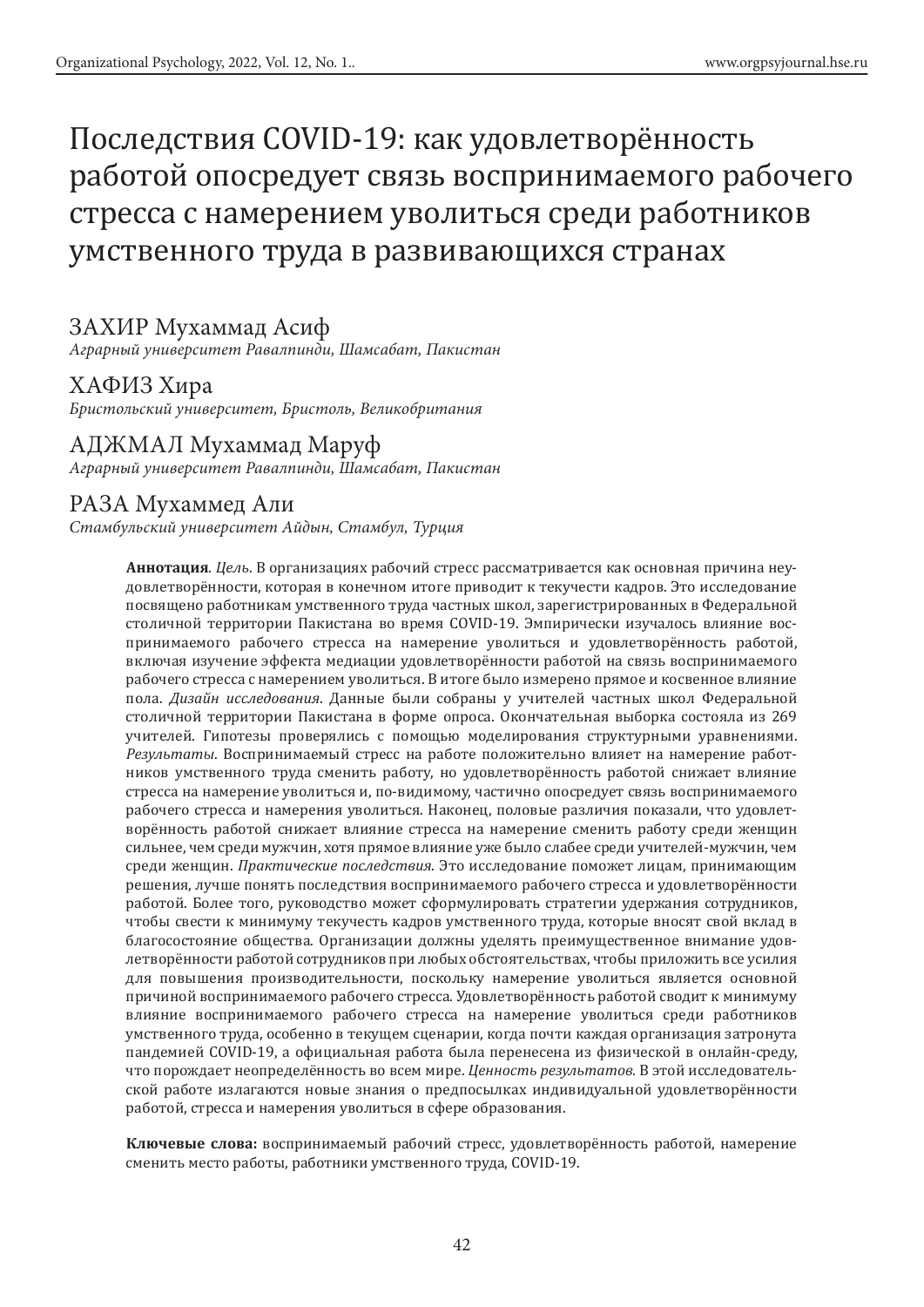# Последствия COVID-19: как удовлетворённость работой опосредует связь воспринимаемого рабочего стресса с намерением уволиться среди работников умственного труда в развивающихся странах

ЗАХИР Мухаммад Асиф

*Аграрный университет Равалпинди, Шамсабат, Пакистан*

ХАФИЗ Хира

*Бристольский университет, Бристоль, Великобритания*

АДЖМАЛ Мухаммад Маруф

*Аграрный университет Равалпинди, Шамсабат, Пакистан*

РАЗА Мухаммед Али

*Стамбульский университет Айдын, Стамбул, Турция*

**Аннотация**. *Цель*. В организациях рабочий стресс рассматривается как основная причина неудовлетворённости, которая в конечном итоге приводит к текучести кадров. Это исследование посвящено работникам умственного труда частных школ, зарегистрированных в Федеральной столичной территории Пакистана во время COVID-19. Эмпирически изучалось влияние воспринимаемого рабочего стресса на намерение уволиться и удовлетворённость работой, включая изучение эффекта медиации удовлетворённости работой на связь воспринимаемого рабочего стресса с намерением уволиться. В итоге было измерено прямое и косвенное влияние пола. *Дизайн исследования*. Данные были собраны у учителей частных школ Федеральной столичной территории Пакистана в форме опроса. Окончательная выборка состояла из 269 учителей. Гипотезы проверялись с помощью моделирования структурными уравнениями. *Результаты*. Воспринимаемый стресс на работе положительно влияет на намерение работников умственного труда сменить работу, но удовлетворённость работой снижает влияние стресса на намерение уволиться и, по-видимому, частично опосредует связь воспринимаемого рабочего стресса и намерения уволиться. Наконец, половые различия показали, что удовлетворённость работой снижает влияние стресса на намерение сменить работу среди женщин сильнее, чем среди мужчин, хотя прямое влияние уже было слабее среди учителей-мужчин, чем среди женщин. *Практические последствия*. Это исследование поможет лицам, принимающим решения, лучше понять последствия воспринимаемого рабочего стресса и удовлетворённости работой. Более того, руководство может сформулировать стратегии удержания сотрудников, чтобы свести к минимуму текучесть кадров умственного труда, которые вносят свой вклад в благосостояние общества. Организации должны уделять преимущественное внимание удовлетворённости работой сотрудников при любых обстоятельствах, чтобы приложить все усилия для повышения производительности, поскольку намерение уволиться является основной причиной воспринимаемого рабочего стресса. Удовлетворённость работой сводит к минимуму влияние воспринимаемого рабочего стресса на намерение уволиться среди работников умственного труда, особенно в текущем сценарии, когда почти каждая организация затронута пандемией COVID-19, а официальная работа была перенесена из физической в онлайн-среду, что порождает неопределённость во всем мире. *Ценность результатов.* В этой исследовательской работе излагаются новые знания о предпосылках индивидуальной удовлетворённости работой, стресса и намерения уволиться в сфере образования.

**Ключевые слова:** воспринимаемый рабочий стресс, удовлетворённость работой, намерение сменить место работы, работники умственного труда, COVID-19.